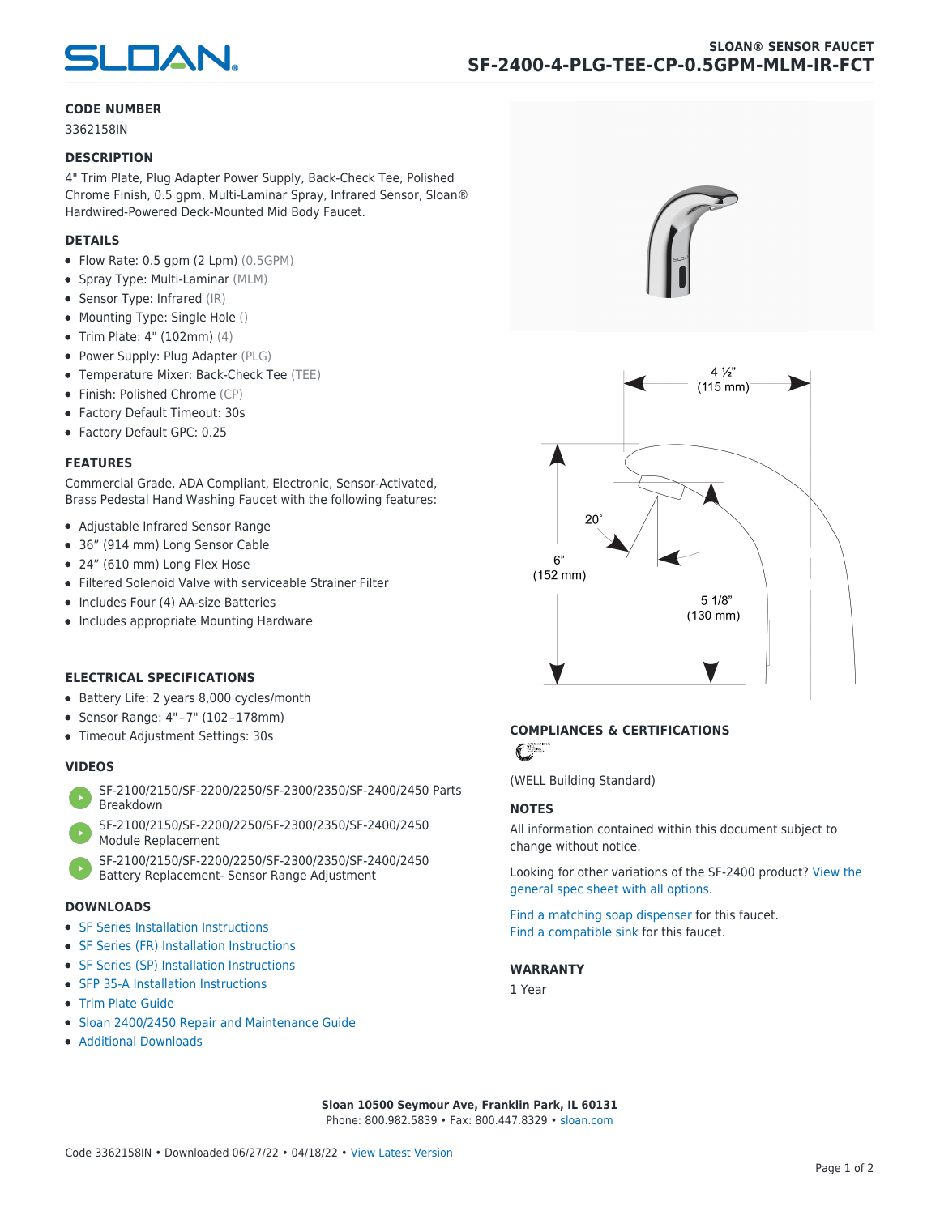# SLOAN® SENSOR FAUCET
## SF-2400-4-PLG-TEE-CP-0.5GPM-MLM-IR-FCT

### CODE NUMBER

3362158IN

### DESCRIPTION

4" Trim Plate, Plug Adapter Power Supply, Back-Check Tee, Polished Chrome Finish, 0.5 gpm, Multi-Laminar Spray, Infrared Sensor, Sloan® Hardwired-Powered Deck-Mounted Mid Body Faucet.

### DETAILS

- Flow Rate: 0.5 gpm (2 Lpm) (0.5GPM)
- Spray Type: Multi-Laminar (MLM)
- Sensor Type: Infrared (IR)
- Mounting Type: Single Hole ()
- Trim Plate: 4" (102mm) (4)
- Power Supply: Plug Adapter (PLG)
- Temperature Mixer: Back-Check Tee (TEE)
- Finish: Polished Chrome (CP)
- Factory Default Timeout: 30s
- Factory Default GPC: 0.25

### FEATURES

Commercial Grade, ADA Compliant, Electronic, Sensor-Activated, Brass Pedestal Hand Washing Faucet with the following features:

- Adjustable Infrared Sensor Range
- 36" (914 mm) Long Sensor Cable
- 24" (610 mm) Long Flex Hose
- Filtered Solenoid Valve with serviceable Strainer Filter
- Includes Four (4) AA-size Batteries
- Includes appropriate Mounting Hardware

### ELECTRICAL SPECIFICATIONS

- Battery Life: 2 years 8,000 cycles/month
- Sensor Range: 4"–7" (102–178mm)
- Timeout Adjustment Settings: 30s

### VIDEOS

- SF-2100/2150/SF-2200/2250/SF-2300/2350/SF-2400/2450 Parts Breakdown
- SF-2100/2150/SF-2200/2250/SF-2300/2350/SF-2400/2450 Module Replacement
- SF-2100/2150/SF-2200/2250/SF-2300/2350/SF-2400/2450 Battery Replacement- Sensor Range Adjustment

### DOWNLOADS

- SF Series Installation Instructions
- SF Series (FR) Installation Instructions
- SF Series (SP) Installation Instructions
- SFP 35-A Installation Instructions
- Trim Plate Guide
- Sloan 2400/2450 Repair and Maintenance Guide
- Additional Downloads

4 ½" (115 mm)

6" (152 mm)

20˚

5 1/8" (130 mm)

### COMPLIANCES & CERTIFICATIONS

(WELL Building Standard)

### NOTES

All information contained within this document subject to change without notice.

Looking for other variations of the SF-2400 product? View the general spec sheet with all options.

Find a matching soap dispenser for this faucet.
Find a compatible sink for this faucet.

### WARRANTY

1 Year

**Sloan 10500 Seymour Ave, Franklin Park, IL 60131**
Phone: 800.982.5839 • Fax: 800.447.8329 • sloan.com

Code 3362158IN • Downloaded 06/27/22 • 04/18/22 • View Latest Version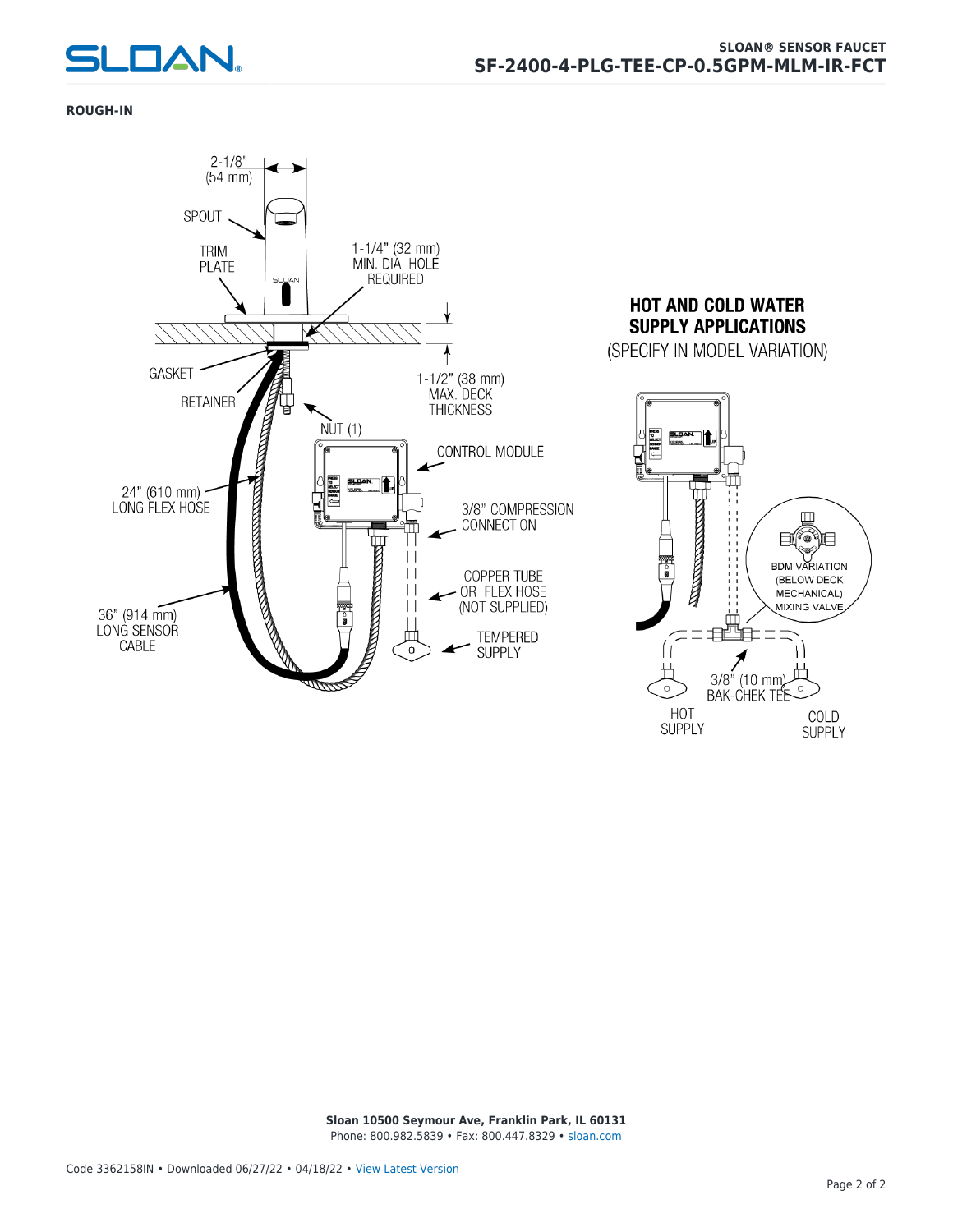**ROUGH-IN**

2-1/8"
(54 mm)

SPOUT

TRIM
PLATE

1-1/4" (32 mm)
MIN. DIA. HOLE
REQUIRED

GASKET

RETAINER

1-1/2" (38 mm)
MAX. DECK
THICKNESS

NUT (1)

CONTROL MODULE

24" (610 mm)
LONG FLEX HOSE

3/8" COMPRESSION
CONNECTION

COPPER TUBE
OR FLEX HOSE
(NOT SUPPLIED)

36" (914 mm)
LONG SENSOR
CABLE

TEMPERED
SUPPLY

**HOT AND COLD WATER SUPPLY APPLICATIONS**
(SPECIFY IN MODEL VARIATION)

BDM VARIATION
(BELOW DECK
MECHANICAL)
MIXING VALVE

3/8" (10 mm)
BAK-CHEK TEE

HOT
SUPPLY

COLD
SUPPLY

**Sloan 10500 Seymour Ave, Franklin Park, IL 60131**
Phone: 800.982.5839 • Fax: 800.447.8329 • sloan.com

Code 3362158IN • Downloaded 06/27/22 • 04/18/22 • View Latest Version